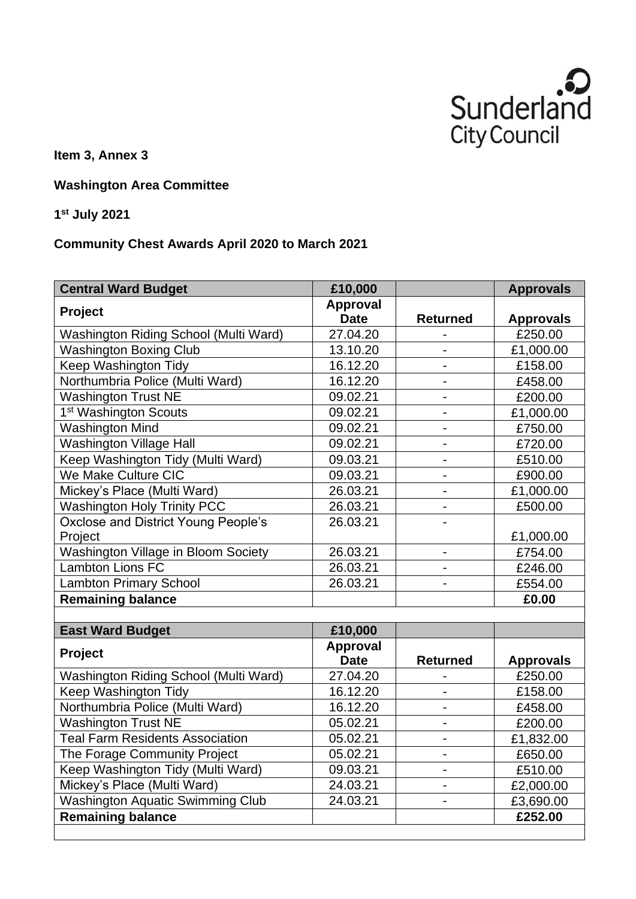**Item 3, Annex 3**

**Washington Area Committee**

**1st July 2021**

**Community Chest Awards April 2020 to March 2021**

| **Central Ward Budget** | **£10,000** | | **Approvals** |
|---|---|---|---|
| **Project** | **Approval Date** | **Returned** | **Approvals** |
| Washington Riding School (Multi Ward) | 27.04.20 | - | £250.00 |
| Washington Boxing Club | 13.10.20 | - | £1,000.00 |
| Keep Washington Tidy | 16.12.20 | - | £158.00 |
| Northumbria Police (Multi Ward) | 16.12.20 | - | £458.00 |
| Washington Trust NE | 09.02.21 | - | £200.00 |
| 1st Washington Scouts | 09.02.21 | - | £1,000.00 |
| Washington Mind | 09.02.21 | - | £750.00 |
| Washington Village Hall | 09.02.21 | - | £720.00 |
| Keep Washington Tidy (Multi Ward) | 09.03.21 | - | £510.00 |
| We Make Culture CIC | 09.03.21 | - | £900.00 |
| Mickey's Place (Multi Ward) | 26.03.21 | - | £1,000.00 |
| Washington Holy Trinity PCC | 26.03.21 | - | £500.00 |
| Oxclose and District Young People's Project | 26.03.21 | - | £1,000.00 |
| Washington Village in Bloom Society | 26.03.21 | - | £754.00 |
| Lambton Lions FC | 26.03.21 | - | £246.00 |
| Lambton Primary School | 26.03.21 | - | £554.00 |
| **Remaining balance** | | | **£0.00** |

| **East Ward Budget** | **£10,000** | | |
|---|---|---|---|
| **Project** | **Approval Date** | **Returned** | **Approvals** |
| Washington Riding School (Multi Ward) | 27.04.20 | - | £250.00 |
| Keep Washington Tidy | 16.12.20 | - | £158.00 |
| Northumbria Police (Multi Ward) | 16.12.20 | - | £458.00 |
| Washington Trust NE | 05.02.21 | - | £200.00 |
| Teal Farm Residents Association | 05.02.21 | - | £1,832.00 |
| The Forage Community Project | 05.02.21 | - | £650.00 |
| Keep Washington Tidy (Multi Ward) | 09.03.21 | - | £510.00 |
| Mickey's Place (Multi Ward) | 24.03.21 | - | £2,000.00 |
| Washington Aquatic Swimming Club | 24.03.21 | - | £3,690.00 |
| **Remaining balance** | | | **£252.00** |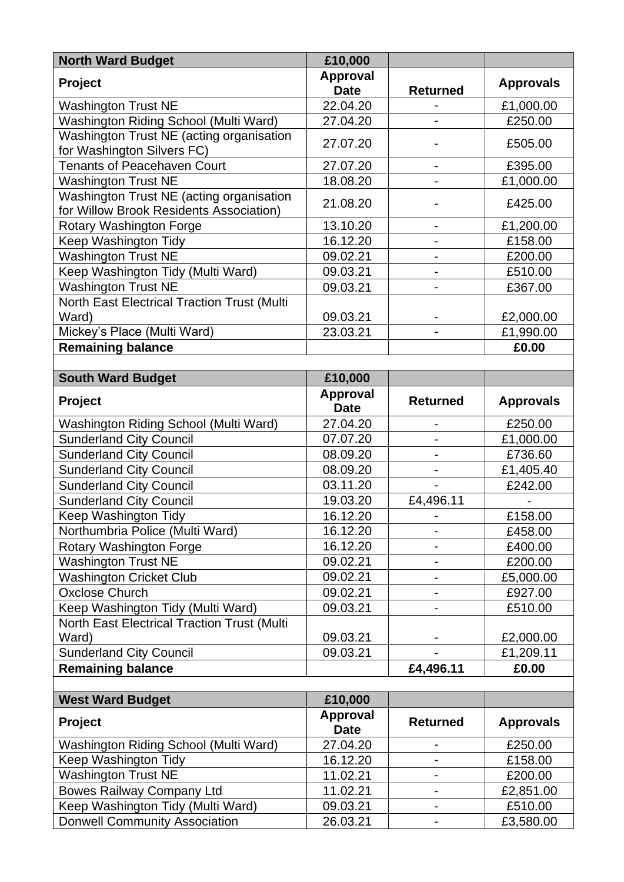| North Ward Budget | £10,000 | | |
|---|---|---|---|
| **Project** | **Approval Date** | **Returned** | **Approvals** |
| Washington Trust NE | 22.04.20 | - | £1,000.00 |
| Washington Riding School (Multi Ward) | 27.04.20 | - | £250.00 |
| Washington Trust NE (acting organisation for Washington Silvers FC) | 27.07.20 | - | £505.00 |
| Tenants of Peacehaven Court | 27.07.20 | - | £395.00 |
| Washington Trust NE | 18.08.20 | - | £1,000.00 |
| Washington Trust NE (acting organisation for Willow Brook Residents Association) | 21.08.20 | - | £425.00 |
| Rotary Washington Forge | 13.10.20 | - | £1,200.00 |
| Keep Washington Tidy | 16.12.20 | - | £158.00 |
| Washington Trust NE | 09.02.21 | - | £200.00 |
| Keep Washington Tidy (Multi Ward) | 09.03.21 | - | £510.00 |
| Washington Trust NE | 09.03.21 | - | £367.00 |
| North East Electrical Traction Trust (Multi Ward) | 09.03.21 | - | £2,000.00 |
| Mickey's Place (Multi Ward) | 23.03.21 | - | £1,990.00 |
| **Remaining balance** | | | **£0.00** |

| South Ward Budget | £10,000 | | |
|---|---|---|---|
| **Project** | **Approval Date** | **Returned** | **Approvals** |
| Washington Riding School (Multi Ward) | 27.04.20 | - | £250.00 |
| Sunderland City Council | 07.07.20 | - | £1,000.00 |
| Sunderland City Council | 08.09.20 | - | £736.60 |
| Sunderland City Council | 08.09.20 | - | £1,405.40 |
| Sunderland City Council | 03.11.20 | - | £242.00 |
| Sunderland City Council | 19.03.20 | £4,496.11 | - |
| Keep Washington Tidy | 16.12.20 | - | £158.00 |
| Northumbria Police (Multi Ward) | 16.12.20 | - | £458.00 |
| Rotary Washington Forge | 16.12.20 | - | £400.00 |
| Washington Trust NE | 09.02.21 | - | £200.00 |
| Washington Cricket Club | 09.02.21 | - | £5,000.00 |
| Oxclose Church | 09.02.21 | - | £927.00 |
| Keep Washington Tidy (Multi Ward) | 09.03.21 | - | £510.00 |
| North East Electrical Traction Trust (Multi Ward) | 09.03.21 | - | £2,000.00 |
| Sunderland City Council | 09.03.21 | - | £1,209.11 |
| **Remaining balance** | | **£4,496.11** | **£0.00** |

| West Ward Budget | £10,000 | | |
|---|---|---|---|
| **Project** | **Approval Date** | **Returned** | **Approvals** |
| Washington Riding School (Multi Ward) | 27.04.20 | - | £250.00 |
| Keep Washington Tidy | 16.12.20 | - | £158.00 |
| Washington Trust NE | 11.02.21 | - | £200.00 |
| Bowes Railway Company Ltd | 11.02.21 | - | £2,851.00 |
| Keep Washington Tidy (Multi Ward) | 09.03.21 | - | £510.00 |
| Donwell Community Association | 26.03.21 | - | £3,580.00 |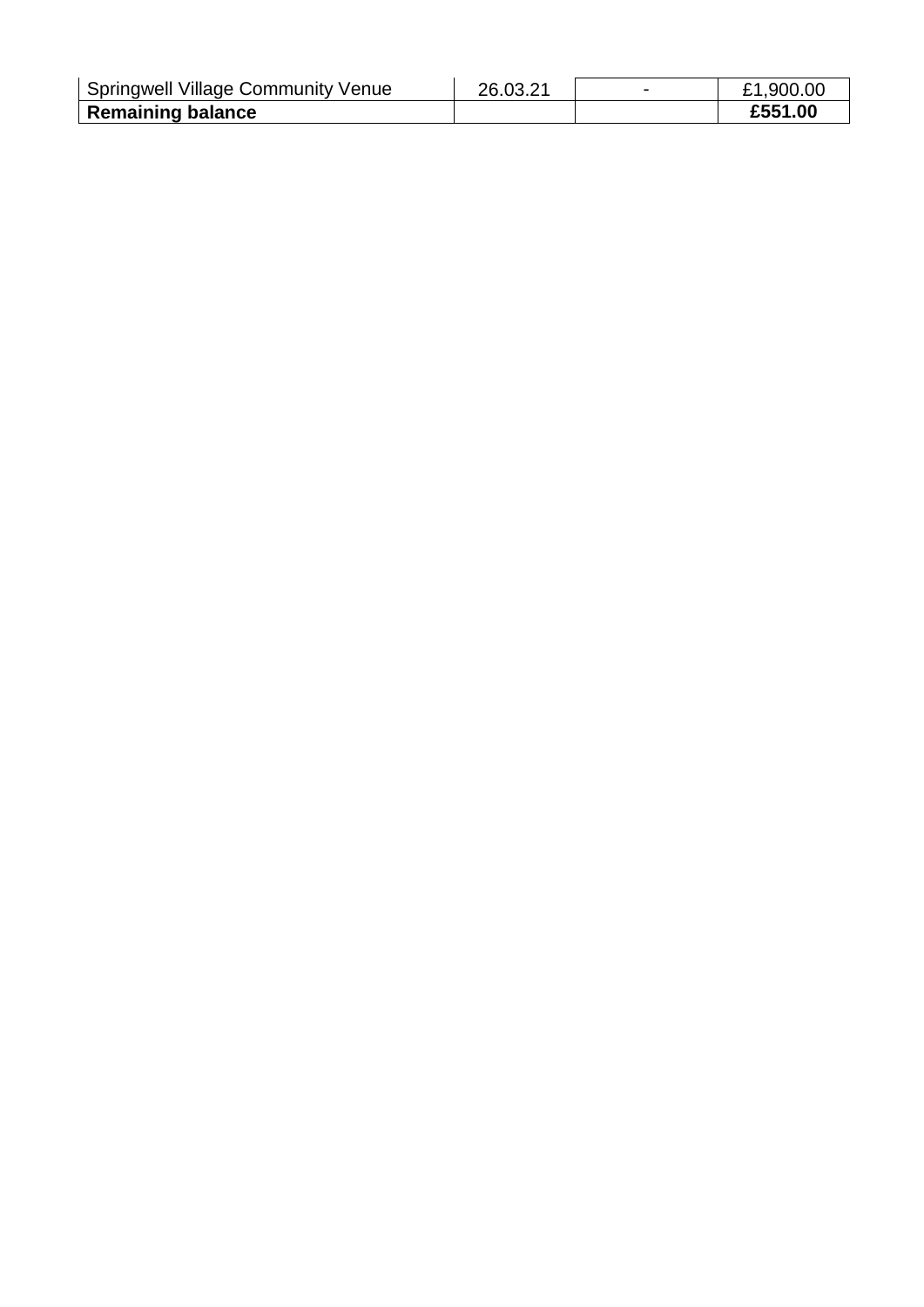| | | | |
|---|---|---|---|
| Springwell Village Community Venue | 26.03.21 | - | £1,900.00 |
| **Remaining balance** | | | **£551.00** |